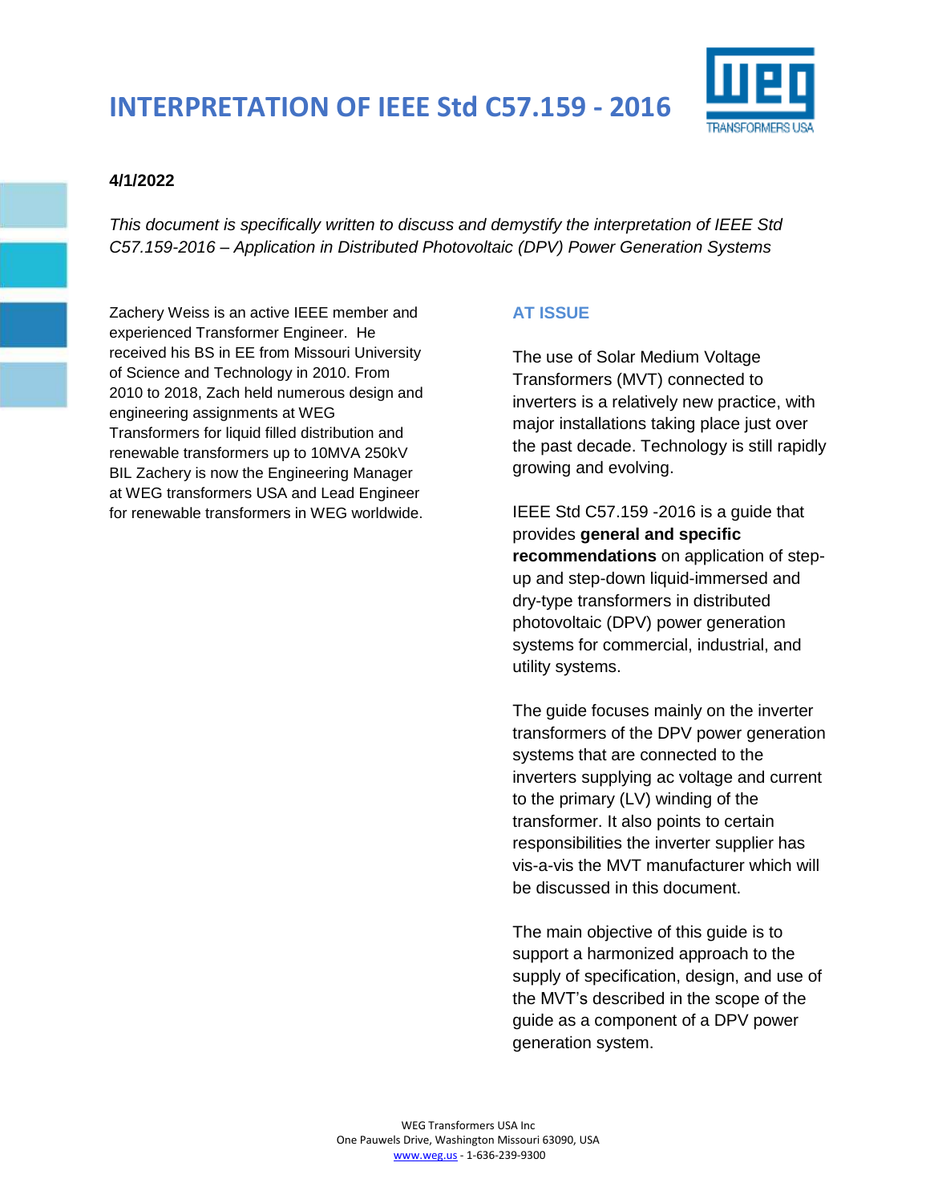# INTERPRETATION OF IEEE Std C57.159 - 2016

**4/1/2022**

*This document is specifically written to discuss and demystify the interpretation of IEEE Std C57.159-2016 – Application in Distributed Photovoltaic (DPV) Power Generation Systems*

Zachery Weiss is an active IEEE member and experienced Transformer Engineer. He received his BS in EE from Missouri University of Science and Technology in 2010. From 2010 to 2018, Zach held numerous design and engineering assignments at WEG Transformers for liquid filled distribution and renewable transformers up to 10MVA 250kV BIL Zachery is now the Engineering Manager at WEG transformers USA and Lead Engineer for renewable transformers in WEG worldwide.

## AT ISSUE

The use of Solar Medium Voltage Transformers (MVT) connected to inverters is a relatively new practice, with major installations taking place just over the past decade. Technology is still rapidly growing and evolving.

IEEE Std C57.159 -2016 is a guide that provides **general and specific recommendations** on application of step-up and step-down liquid-immersed and dry-type transformers in distributed photovoltaic (DPV) power generation systems for commercial, industrial, and utility systems.

The guide focuses mainly on the inverter transformers of the DPV power generation systems that are connected to the inverters supplying ac voltage and current to the primary (LV) winding of the transformer. It also points to certain responsibilities the inverter supplier has vis-a-vis the MVT manufacturer which will be discussed in this document.

The main objective of this guide is to support a harmonized approach to the supply of specification, design, and use of the MVT's described in the scope of the guide as a component of a DPV power generation system.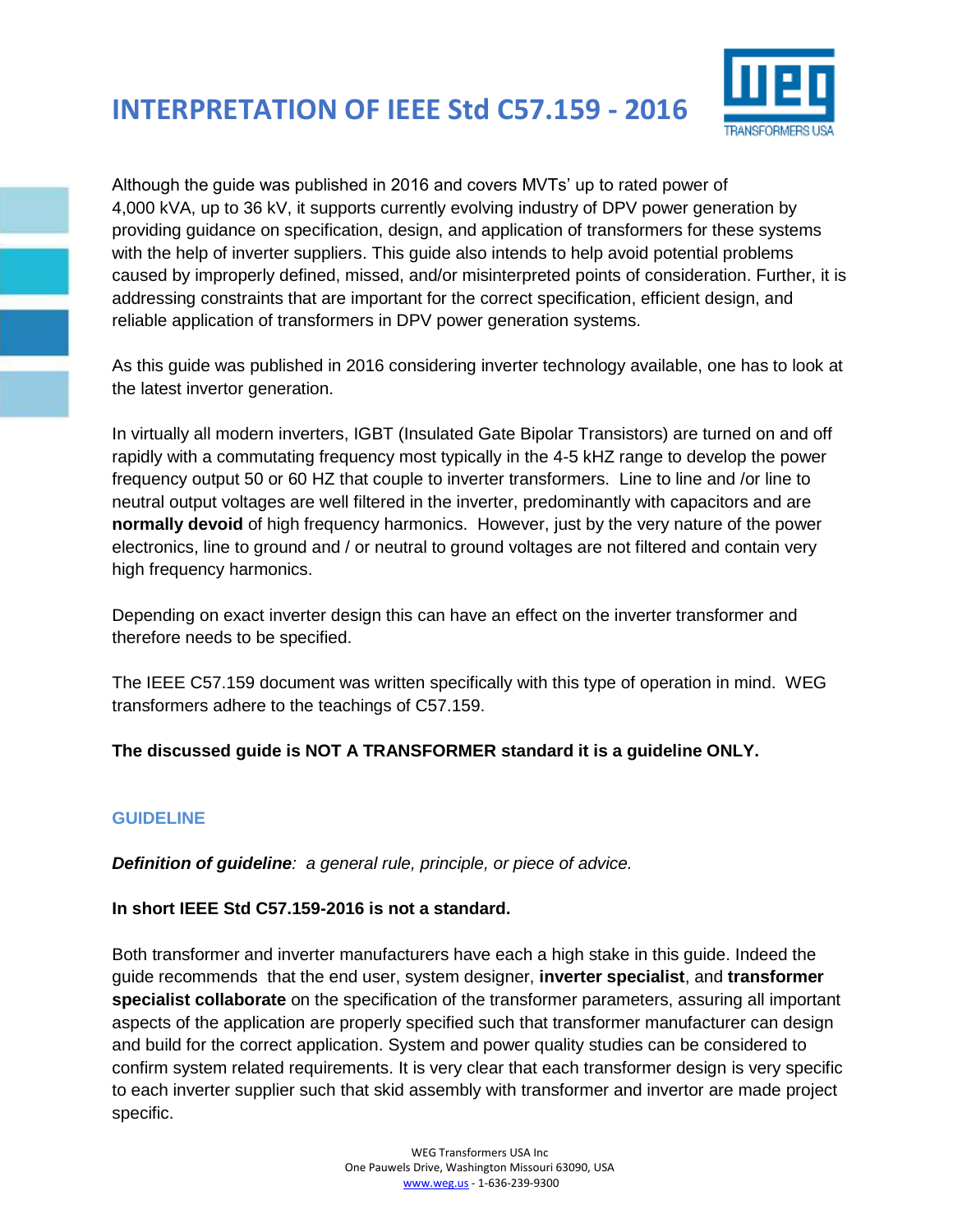# INTERPRETATION OF IEEE Std C57.159 - 2016

Although the guide was published in 2016 and covers MVTs' up to rated power of 4,000 kVA, up to 36 kV, it supports currently evolving industry of DPV power generation by providing guidance on specification, design, and application of transformers for these systems with the help of inverter suppliers. This guide also intends to help avoid potential problems caused by improperly defined, missed, and/or misinterpreted points of consideration. Further, it is addressing constraints that are important for the correct specification, efficient design, and reliable application of transformers in DPV power generation systems.

As this guide was published in 2016 considering inverter technology available, one has to look at the latest invertor generation.

In virtually all modern inverters, IGBT (Insulated Gate Bipolar Transistors) are turned on and off rapidly with a commutating frequency most typically in the 4-5 kHZ range to develop the power frequency output 50 or 60 HZ that couple to inverter transformers. Line to line and /or line to neutral output voltages are well filtered in the inverter, predominantly with capacitors and are **normally devoid** of high frequency harmonics. However, just by the very nature of the power electronics, line to ground and / or neutral to ground voltages are not filtered and contain very high frequency harmonics.

Depending on exact inverter design this can have an effect on the inverter transformer and therefore needs to be specified.

The IEEE C57.159 document was written specifically with this type of operation in mind. WEG transformers adhere to the teachings of C57.159.

**The discussed guide is NOT A TRANSFORMER standard it is a guideline ONLY.**

## GUIDELINE

***Definition of guideline**: a general rule, principle, or piece of advice.*

**In short IEEE Std C57.159-2016 is not a standard.**

Both transformer and inverter manufacturers have each a high stake in this guide. Indeed the guide recommends that the end user, system designer, **inverter specialist**, and **transformer specialist collaborate** on the specification of the transformer parameters, assuring all important aspects of the application are properly specified such that transformer manufacturer can design and build for the correct application. System and power quality studies can be considered to confirm system related requirements. It is very clear that each transformer design is very specific to each inverter supplier such that skid assembly with transformer and invertor are made project specific.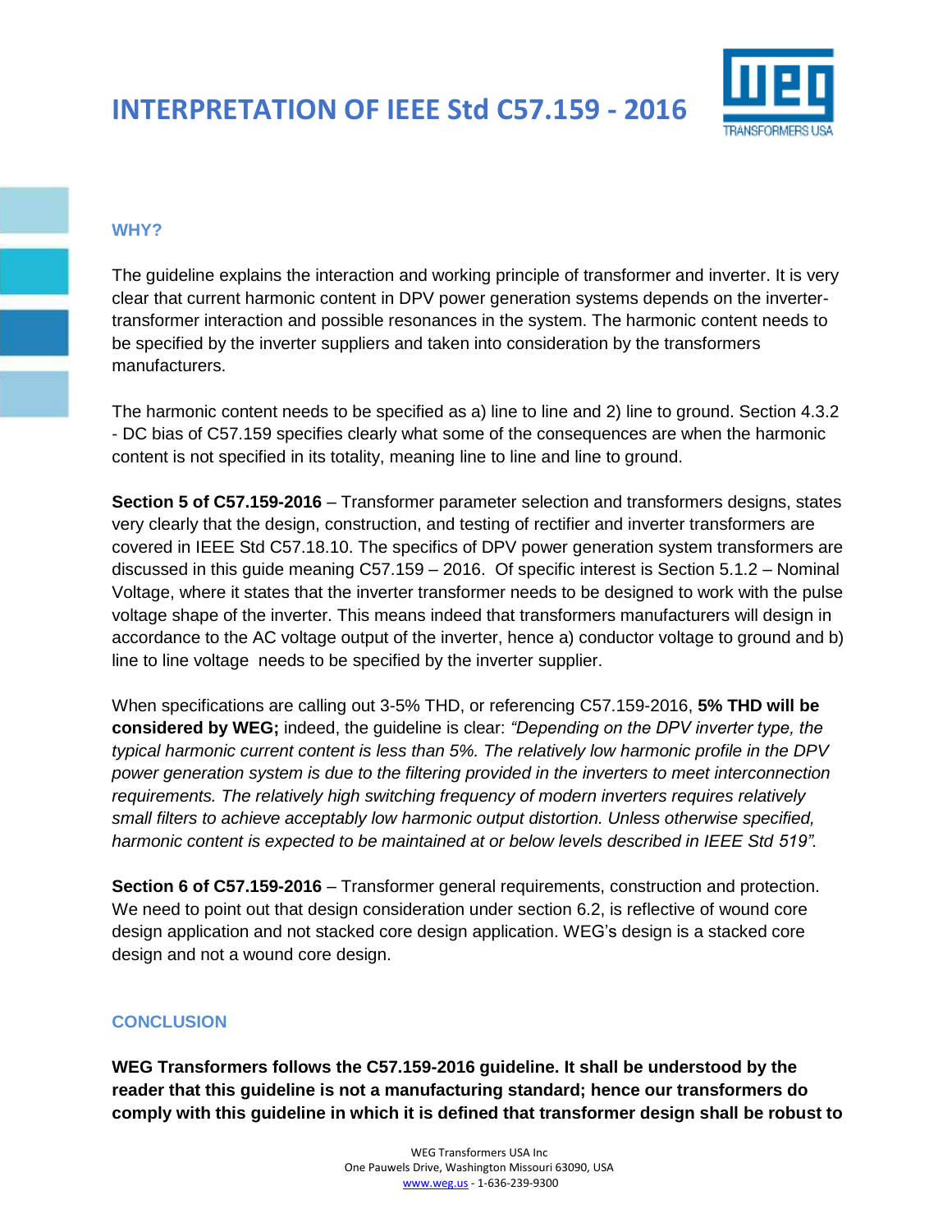# INTERPRETATION OF IEEE Std C57.159 - 2016

## WHY?

The guideline explains the interaction and working principle of transformer and inverter. It is very clear that current harmonic content in DPV power generation systems depends on the inverter-transformer interaction and possible resonances in the system. The harmonic content needs to be specified by the inverter suppliers and taken into consideration by the transformers manufacturers.

The harmonic content needs to be specified as a) line to line and 2) line to ground. Section 4.3.2 - DC bias of C57.159 specifies clearly what some of the consequences are when the harmonic content is not specified in its totality, meaning line to line and line to ground.

**Section 5 of C57.159-2016** – Transformer parameter selection and transformers designs, states very clearly that the design, construction, and testing of rectifier and inverter transformers are covered in IEEE Std C57.18.10. The specifics of DPV power generation system transformers are discussed in this guide meaning C57.159 – 2016. Of specific interest is Section 5.1.2 – Nominal Voltage, where it states that the inverter transformer needs to be designed to work with the pulse voltage shape of the inverter. This means indeed that transformers manufacturers will design in accordance to the AC voltage output of the inverter, hence a) conductor voltage to ground and b) line to line voltage needs to be specified by the inverter supplier.

When specifications are calling out 3-5% THD, or referencing C57.159-2016, **5% THD will be considered by WEG;** indeed, the guideline is clear: *"Depending on the DPV inverter type, the typical harmonic current content is less than 5%. The relatively low harmonic profile in the DPV power generation system is due to the filtering provided in the inverters to meet interconnection requirements. The relatively high switching frequency of modern inverters requires relatively small filters to achieve acceptably low harmonic output distortion. Unless otherwise specified, harmonic content is expected to be maintained at or below levels described in IEEE Std 519".*

**Section 6 of C57.159-2016** – Transformer general requirements, construction and protection. We need to point out that design consideration under section 6.2, is reflective of wound core design application and not stacked core design application. WEG's design is a stacked core design and not a wound core design.

## CONCLUSION

**WEG Transformers follows the C57.159-2016 guideline. It shall be understood by the reader that this guideline is not a manufacturing standard; hence our transformers do comply with this guideline in which it is defined that transformer design shall be robust to**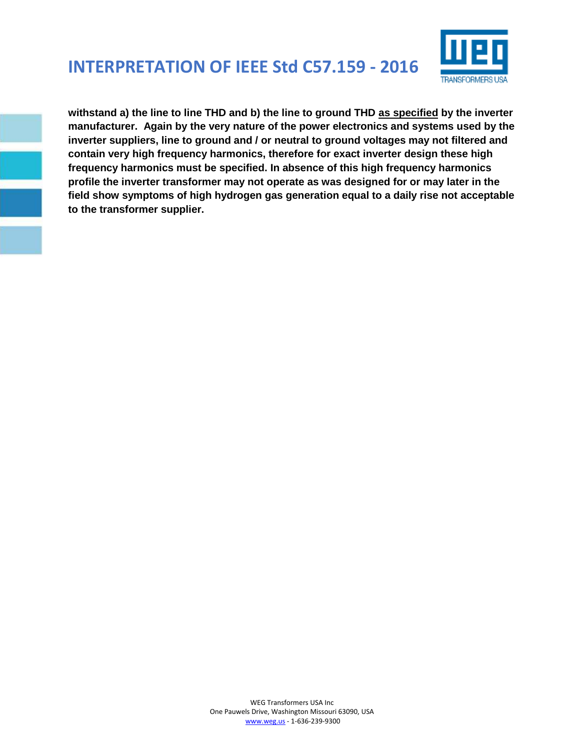**withstand a) the line to line THD and b) the line to ground THD <u>as specified</u> by the inverter manufacturer. Again by the very nature of the power electronics and systems used by the inverter suppliers, line to ground and / or neutral to ground voltages may not filtered and contain very high frequency harmonics, therefore for exact inverter design these high frequency harmonics must be specified. In absence of this high frequency harmonics profile the inverter transformer may not operate as was designed for or may later in the field show symptoms of high hydrogen gas generation equal to a daily rise not acceptable to the transformer supplier.**